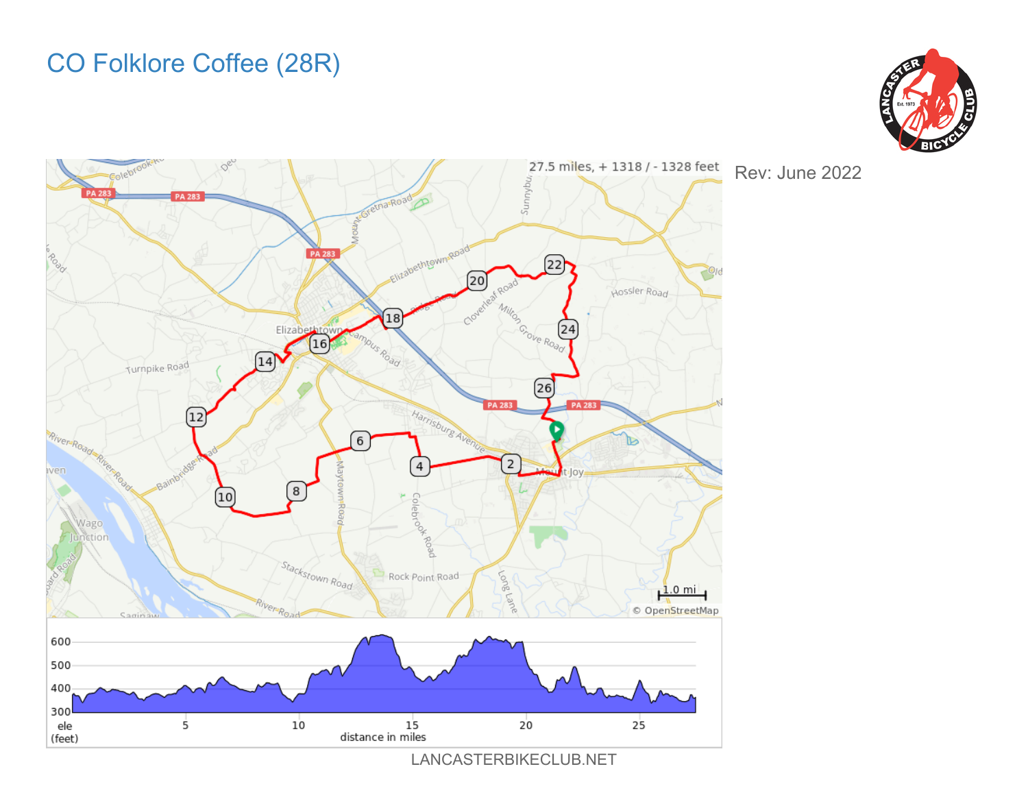# CO Folklore Coffee (28R)

Rev: June 2022

27.5 miles, + 1318 / - 1328 feet

LANCASTERBIKECLUB.NET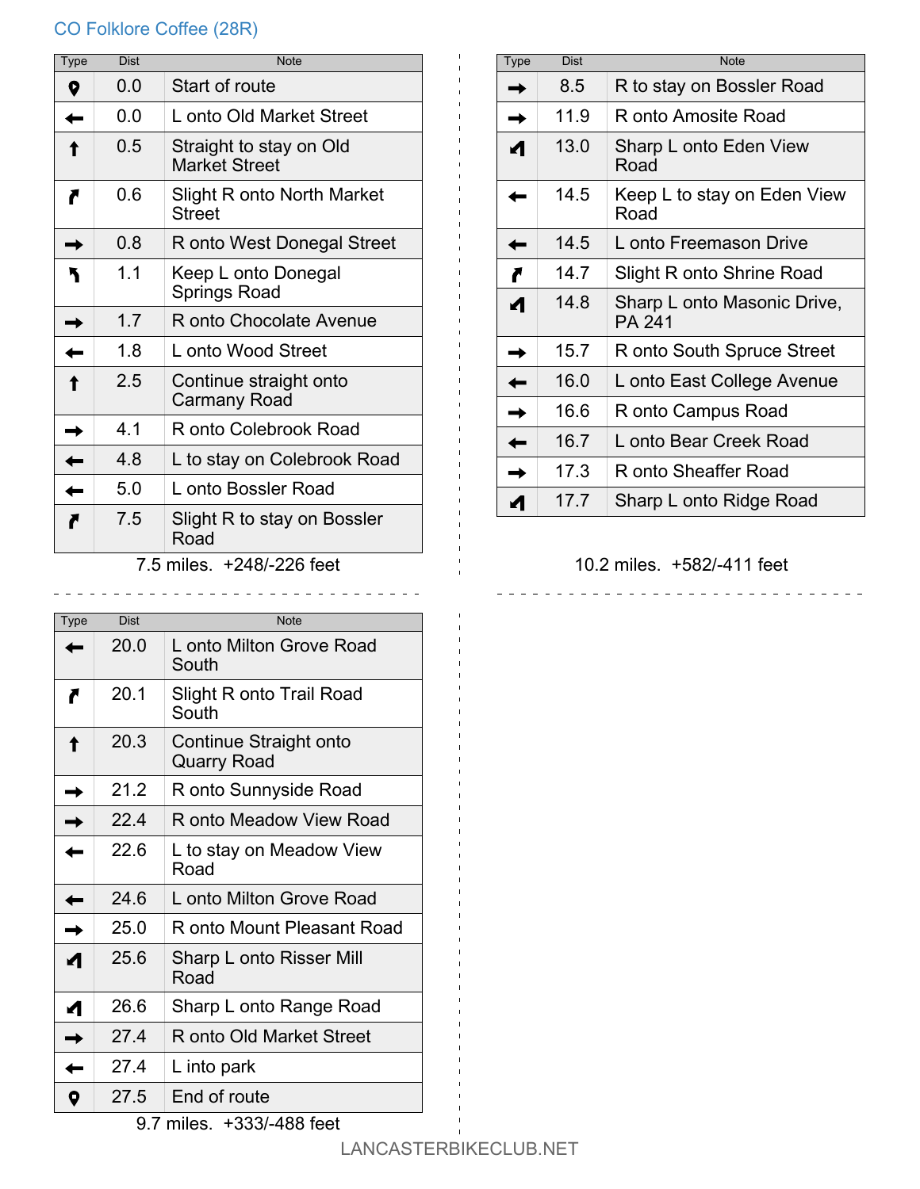## CO Folklore Coffee (28R)

| Type | Dist | Note |
|---|---|---|
| Start | 0.0 | Start of route |
| ← | 0.0 | L onto Old Market Street |
| ↑ | 0.5 | Straight to stay on Old Market Street |
| ↱ | 0.6 | Slight R onto North Market Street |
| → | 0.8 | R onto West Donegal Street |
| ↰ | 1.1 | Keep L onto Donegal Springs Road |
| → | 1.7 | R onto Chocolate Avenue |
| ← | 1.8 | L onto Wood Street |
| ↑ | 2.5 | Continue straight onto Carmany Road |
| → | 4.1 | R onto Colebrook Road |
| ← | 4.8 | L to stay on Colebrook Road |
| ← | 5.0 | L onto Bossler Road |
| ↱ | 7.5 | Slight R to stay on Bossler Road |

7.5 miles. +248/-226 feet

| Type | Dist | Note |
|---|---|---|
| → | 8.5 | R to stay on Bossler Road |
| → | 11.9 | R onto Amosite Road |
| Sharp L | 13.0 | Sharp L onto Eden View Road |
| ← | 14.5 | Keep L to stay on Eden View Road |
| ← | 14.5 | L onto Freemason Drive |
| ↱ | 14.7 | Slight R onto Shrine Road |
| Sharp L | 14.8 | Sharp L onto Masonic Drive, PA 241 |
| → | 15.7 | R onto South Spruce Street |
| ← | 16.0 | L onto East College Avenue |
| → | 16.6 | R onto Campus Road |
| ← | 16.7 | L onto Bear Creek Road |
| → | 17.3 | R onto Sheaffer Road |
| Sharp L | 17.7 | Sharp L onto Ridge Road |

10.2 miles. +582/-411 feet

| Type | Dist | Note |
|---|---|---|
| ← | 20.0 | L onto Milton Grove Road South |
| ↱ | 20.1 | Slight R onto Trail Road South |
| ↑ | 20.3 | Continue Straight onto Quarry Road |
| → | 21.2 | R onto Sunnyside Road |
| → | 22.4 | R onto Meadow View Road |
| ← | 22.6 | L to stay on Meadow View Road |
| ← | 24.6 | L onto Milton Grove Road |
| → | 25.0 | R onto Mount Pleasant Road |
| Sharp L | 25.6 | Sharp L onto Risser Mill Road |
| Sharp L | 26.6 | Sharp L onto Range Road |
| → | 27.4 | R onto Old Market Street |
| ← | 27.4 | L into park |
| End | 27.5 | End of route |

9.7 miles. +333/-488 feet

LANCASTERBIKECLUB.NET